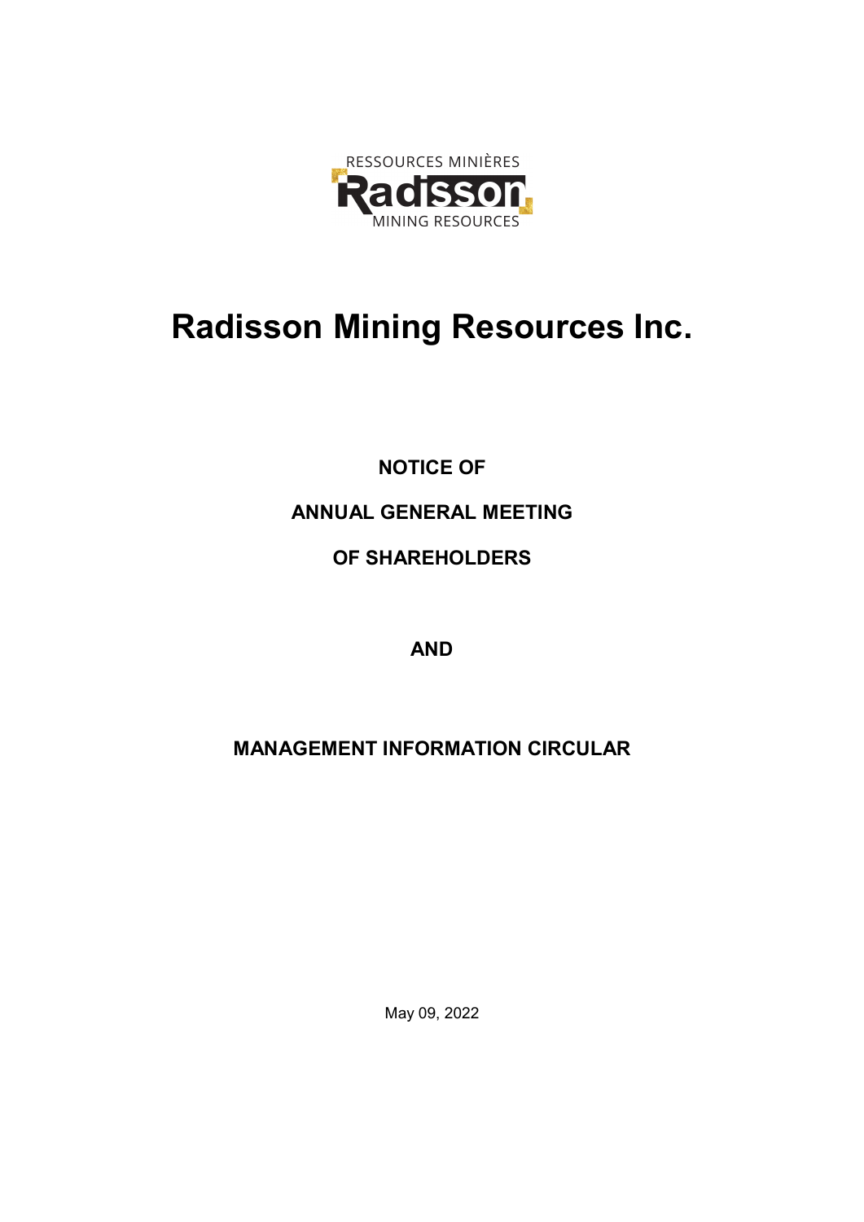RESSOURCES MINIÈRES

Radisson

MINING RESOURCES

# Radisson Mining Resources Inc.

**NOTICE OF**

**ANNUAL GENERAL MEETING**

**OF SHAREHOLDERS**

**AND**

**MANAGEMENT INFORMATION CIRCULAR**

May 09, 2022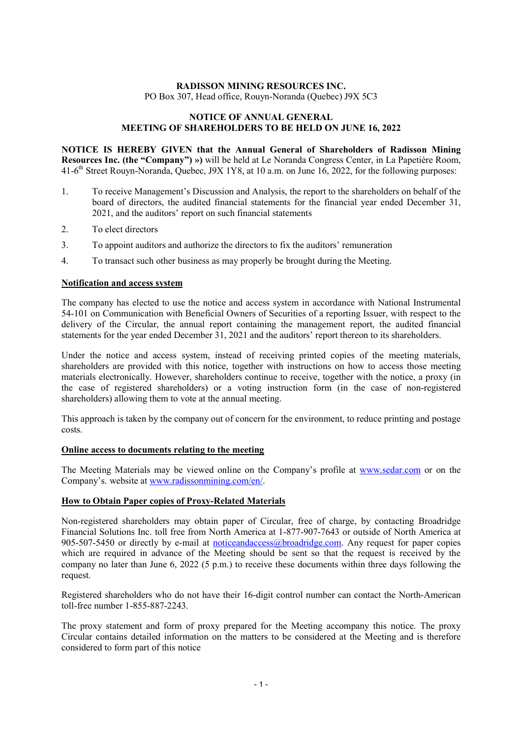**RADISSON MINING RESOURCES INC.**
PO Box 307, Head office, Rouyn-Noranda (Quebec) J9X 5C3

**NOTICE OF ANNUAL GENERAL MEETING OF SHAREHOLDERS TO BE HELD ON JUNE 16, 2022**

**NOTICE IS HEREBY GIVEN that the Annual General of Shareholders of Radisson Mining Resources Inc. (the "Company") »)** will be held at Le Noranda Congress Center, in La Papetière Room, 41-6th Street Rouyn-Noranda, Quebec, J9X 1Y8, at 10 a.m. on June 16, 2022, for the following purposes:

1. To receive Management's Discussion and Analysis, the report to the shareholders on behalf of the board of directors, the audited financial statements for the financial year ended December 31, 2021, and the auditors' report on such financial statements
2. To elect directors
3. To appoint auditors and authorize the directors to fix the auditors' remuneration
4. To transact such other business as may properly be brought during the Meeting.

**Notification and access system**

The company has elected to use the notice and access system in accordance with National Instrumental 54-101 on Communication with Beneficial Owners of Securities of a reporting Issuer, with respect to the delivery of the Circular, the annual report containing the management report, the audited financial statements for the year ended December 31, 2021 and the auditors' report thereon to its shareholders.

Under the notice and access system, instead of receiving printed copies of the meeting materials, shareholders are provided with this notice, together with instructions on how to access those meeting materials electronically. However, shareholders continue to receive, together with the notice, a proxy (in the case of registered shareholders) or a voting instruction form (in the case of non-registered shareholders) allowing them to vote at the annual meeting.

This approach is taken by the company out of concern for the environment, to reduce printing and postage costs.

**Online access to documents relating to the meeting**

The Meeting Materials may be viewed online on the Company's profile at www.sedar.com or on the Company's. website at www.radissonmining.com/en/.

**How to Obtain Paper copies of Proxy-Related Materials**

Non-registered shareholders may obtain paper of Circular, free of charge, by contacting Broadridge Financial Solutions Inc. toll free from North America at 1-877-907-7643 or outside of North America at 905-507-5450 or directly by e-mail at noticeandaccess@broadridge.com. Any request for paper copies which are required in advance of the Meeting should be sent so that the request is received by the company no later than June 6, 2022 (5 p.m.) to receive these documents within three days following the request.

Registered shareholders who do not have their 16-digit control number can contact the North-American toll-free number 1-855-887-2243.

The proxy statement and form of proxy prepared for the Meeting accompany this notice. The proxy Circular contains detailed information on the matters to be considered at the Meeting and is therefore considered to form part of this notice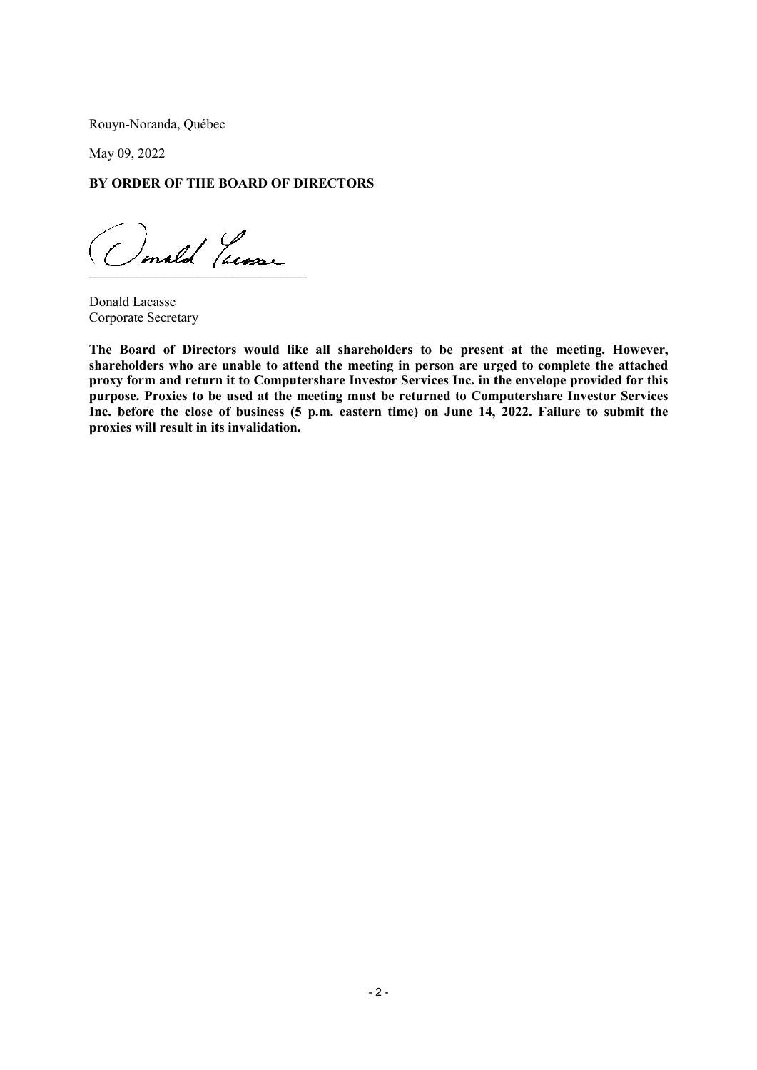Rouyn-Noranda, Québec

May 09, 2022

**BY ORDER OF THE BOARD OF DIRECTORS**

Donald Lacasse
Corporate Secretary

**The Board of Directors would like all shareholders to be present at the meeting. However, shareholders who are unable to attend the meeting in person are urged to complete the attached proxy form and return it to Computershare Investor Services Inc. in the envelope provided for this purpose. Proxies to be used at the meeting must be returned to Computershare Investor Services Inc. before the close of business (5 p.m. eastern time) on June 14, 2022. Failure to submit the proxies will result in its invalidation.**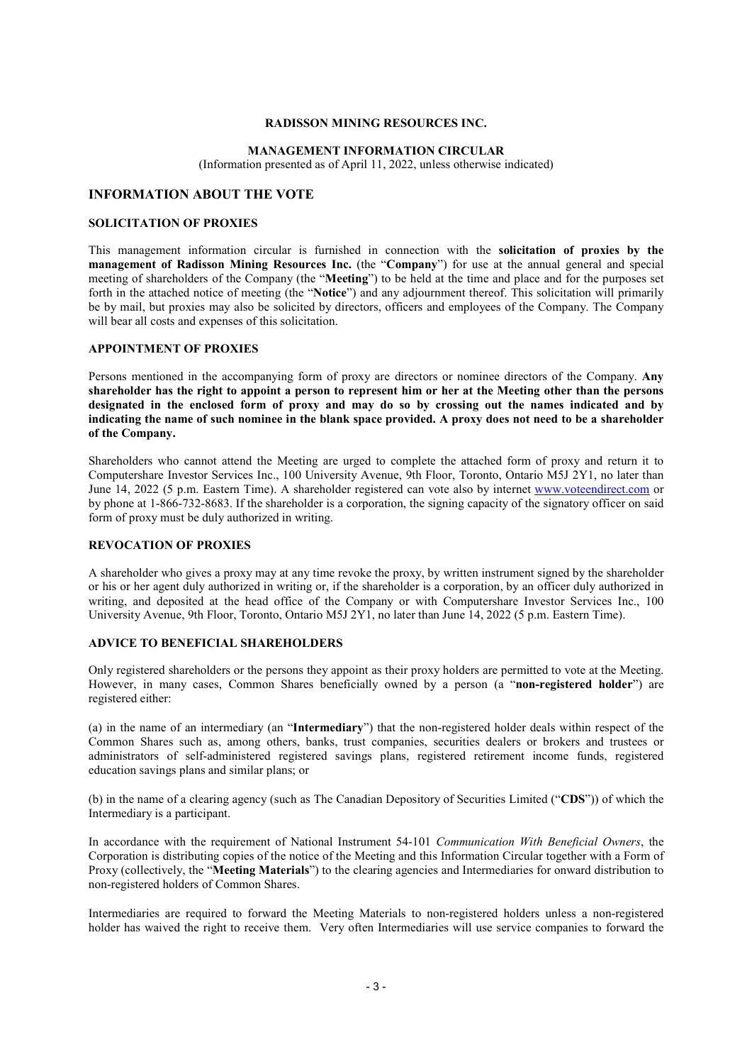**RADISSON MINING RESOURCES INC.**

**MANAGEMENT INFORMATION CIRCULAR**

(Information presented as of April 11, 2022, unless otherwise indicated)

## INFORMATION ABOUT THE VOTE

### SOLICITATION OF PROXIES

This management information circular is furnished in connection with the **solicitation of proxies by the management of Radisson Mining Resources Inc.** (the "**Company**") for use at the annual general and special meeting of shareholders of the Company (the "**Meeting**") to be held at the time and place and for the purposes set forth in the attached notice of meeting (the "**Notice**") and any adjournment thereof. This solicitation will primarily be by mail, but proxies may also be solicited by directors, officers and employees of the Company. The Company will bear all costs and expenses of this solicitation.

### APPOINTMENT OF PROXIES

Persons mentioned in the accompanying form of proxy are directors or nominee directors of the Company. **Any shareholder has the right to appoint a person to represent him or her at the Meeting other than the persons designated in the enclosed form of proxy and may do so by crossing out the names indicated and by indicating the name of such nominee in the blank space provided. A proxy does not need to be a shareholder of the Company.**

Shareholders who cannot attend the Meeting are urged to complete the attached form of proxy and return it to Computershare Investor Services Inc., 100 University Avenue, 9th Floor, Toronto, Ontario M5J 2Y1, no later than June 14, 2022 (5 p.m. Eastern Time). A shareholder registered can vote also by internet www.voteendirect.com or by phone at 1-866-732-8683. If the shareholder is a corporation, the signing capacity of the signatory officer on said form of proxy must be duly authorized in writing.

### REVOCATION OF PROXIES

A shareholder who gives a proxy may at any time revoke the proxy, by written instrument signed by the shareholder or his or her agent duly authorized in writing or, if the shareholder is a corporation, by an officer duly authorized in writing, and deposited at the head office of the Company or with Computershare Investor Services Inc., 100 University Avenue, 9th Floor, Toronto, Ontario M5J 2Y1, no later than June 14, 2022 (5 p.m. Eastern Time).

### ADVICE TO BENEFICIAL SHAREHOLDERS

Only registered shareholders or the persons they appoint as their proxy holders are permitted to vote at the Meeting. However, in many cases, Common Shares beneficially owned by a person (a "**non-registered holder**") are registered either:

(a) in the name of an intermediary (an "**Intermediary**") that the non-registered holder deals within respect of the Common Shares such as, among others, banks, trust companies, securities dealers or brokers and trustees or administrators of self-administered registered savings plans, registered retirement income funds, registered education savings plans and similar plans; or

(b) in the name of a clearing agency (such as The Canadian Depository of Securities Limited ("**CDS**")) of which the Intermediary is a participant.

In accordance with the requirement of National Instrument 54-101 *Communication With Beneficial Owners*, the Corporation is distributing copies of the notice of the Meeting and this Information Circular together with a Form of Proxy (collectively, the "**Meeting Materials**") to the clearing agencies and Intermediaries for onward distribution to non-registered holders of Common Shares.

Intermediaries are required to forward the Meeting Materials to non-registered holders unless a non-registered holder has waived the right to receive them. Very often Intermediaries will use service companies to forward the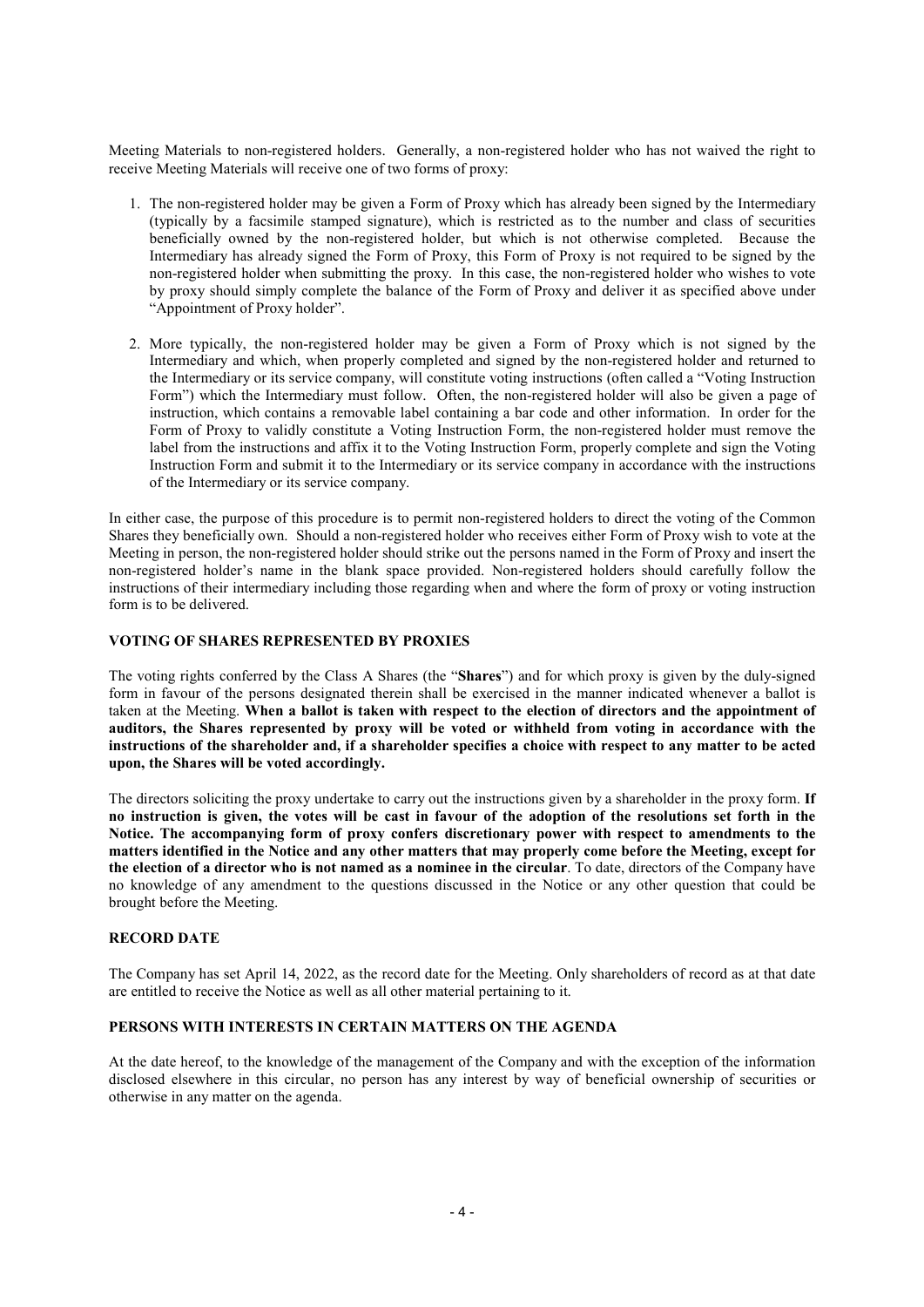Meeting Materials to non-registered holders. Generally, a non-registered holder who has not waived the right to receive Meeting Materials will receive one of two forms of proxy:

1. The non-registered holder may be given a Form of Proxy which has already been signed by the Intermediary (typically by a facsimile stamped signature), which is restricted as to the number and class of securities beneficially owned by the non-registered holder, but which is not otherwise completed. Because the Intermediary has already signed the Form of Proxy, this Form of Proxy is not required to be signed by the non-registered holder when submitting the proxy. In this case, the non-registered holder who wishes to vote by proxy should simply complete the balance of the Form of Proxy and deliver it as specified above under "Appointment of Proxy holder".

2. More typically, the non-registered holder may be given a Form of Proxy which is not signed by the Intermediary and which, when properly completed and signed by the non-registered holder and returned to the Intermediary or its service company, will constitute voting instructions (often called a "Voting Instruction Form") which the Intermediary must follow. Often, the non-registered holder will also be given a page of instruction, which contains a removable label containing a bar code and other information. In order for the Form of Proxy to validly constitute a Voting Instruction Form, the non-registered holder must remove the label from the instructions and affix it to the Voting Instruction Form, properly complete and sign the Voting Instruction Form and submit it to the Intermediary or its service company in accordance with the instructions of the Intermediary or its service company.

In either case, the purpose of this procedure is to permit non-registered holders to direct the voting of the Common Shares they beneficially own. Should a non-registered holder who receives either Form of Proxy wish to vote at the Meeting in person, the non-registered holder should strike out the persons named in the Form of Proxy and insert the non-registered holder's name in the blank space provided. Non-registered holders should carefully follow the instructions of their intermediary including those regarding when and where the form of proxy or voting instruction form is to be delivered.

## VOTING OF SHARES REPRESENTED BY PROXIES

The voting rights conferred by the Class A Shares (the "**Shares**") and for which proxy is given by the duly-signed form in favour of the persons designated therein shall be exercised in the manner indicated whenever a ballot is taken at the Meeting. **When a ballot is taken with respect to the election of directors and the appointment of auditors, the Shares represented by proxy will be voted or withheld from voting in accordance with the instructions of the shareholder and, if a shareholder specifies a choice with respect to any matter to be acted upon, the Shares will be voted accordingly.**

The directors soliciting the proxy undertake to carry out the instructions given by a shareholder in the proxy form. **If no instruction is given, the votes will be cast in favour of the adoption of the resolutions set forth in the Notice. The accompanying form of proxy confers discretionary power with respect to amendments to the matters identified in the Notice and any other matters that may properly come before the Meeting, except for the election of a director who is not named as a nominee in the circular**. To date, directors of the Company have no knowledge of any amendment to the questions discussed in the Notice or any other question that could be brought before the Meeting.

## RECORD DATE

The Company has set April 14, 2022, as the record date for the Meeting. Only shareholders of record as at that date are entitled to receive the Notice as well as all other material pertaining to it.

## PERSONS WITH INTERESTS IN CERTAIN MATTERS ON THE AGENDA

At the date hereof, to the knowledge of the management of the Company and with the exception of the information disclosed elsewhere in this circular, no person has any interest by way of beneficial ownership of securities or otherwise in any matter on the agenda.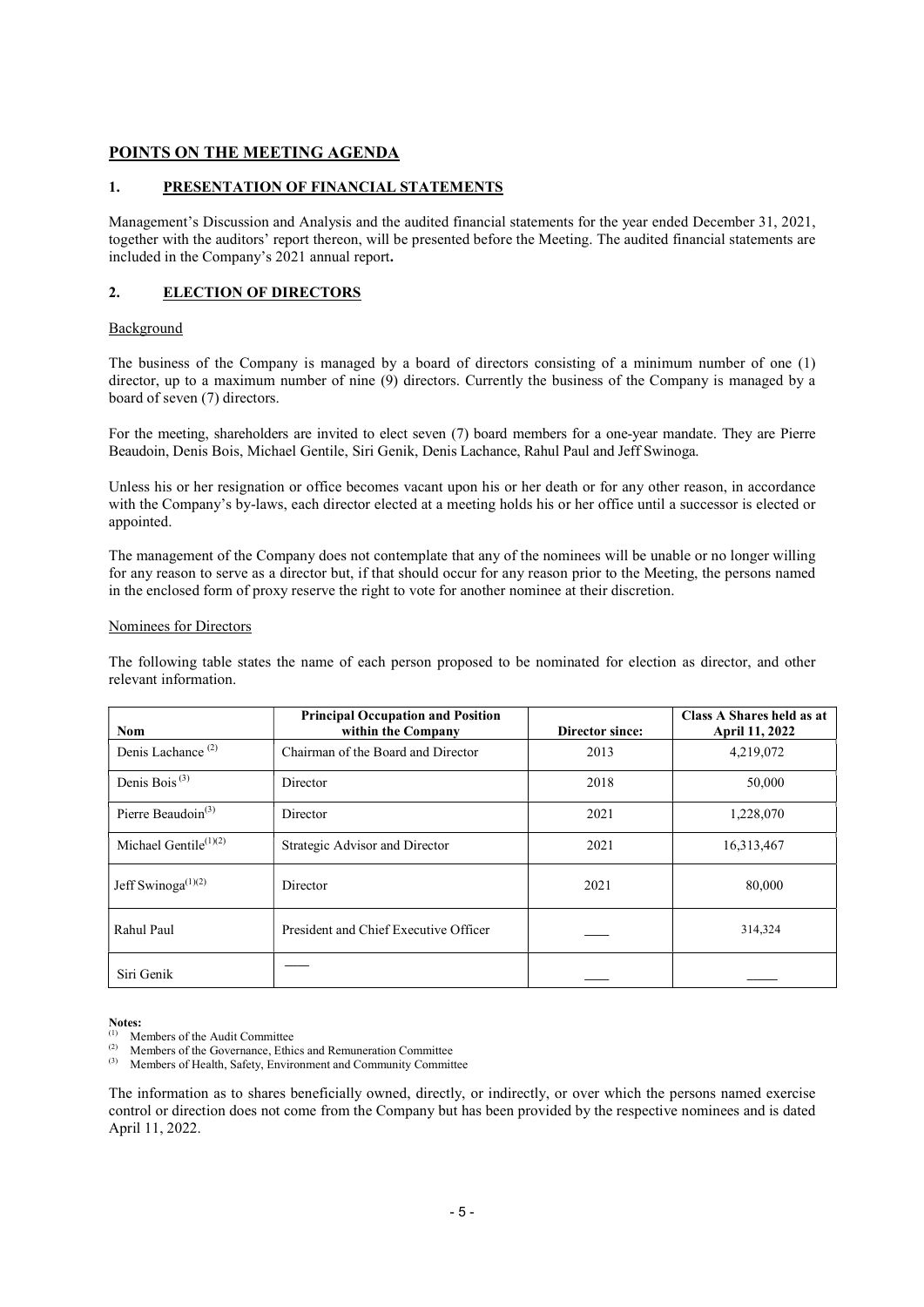## POINTS ON THE MEETING AGENDA

### 1. PRESENTATION OF FINANCIAL STATEMENTS

Management's Discussion and Analysis and the audited financial statements for the year ended December 31, 2021, together with the auditors' report thereon, will be presented before the Meeting. The audited financial statements are included in the Company's 2021 annual report**.**

### 2. ELECTION OF DIRECTORS

Background

The business of the Company is managed by a board of directors consisting of a minimum number of one (1) director, up to a maximum number of nine (9) directors. Currently the business of the Company is managed by a board of seven (7) directors.

For the meeting, shareholders are invited to elect seven (7) board members for a one-year mandate. They are Pierre Beaudoin, Denis Bois, Michael Gentile, Siri Genik, Denis Lachance, Rahul Paul and Jeff Swinoga.

Unless his or her resignation or office becomes vacant upon his or her death or for any other reason, in accordance with the Company's by-laws, each director elected at a meeting holds his or her office until a successor is elected or appointed.

The management of the Company does not contemplate that any of the nominees will be unable or no longer willing for any reason to serve as a director but, if that should occur for any reason prior to the Meeting, the persons named in the enclosed form of proxy reserve the right to vote for another nominee at their discretion.

Nominees for Directors

The following table states the name of each person proposed to be nominated for election as director, and other relevant information.

| Nom | Principal Occupation and Position within the Company | Director since: | Class A Shares held as at April 11, 2022 |
|---|---|---|---|
| Denis Lachance [(2)] | Chairman of the Board and Director | 2013 | 4,219,072 |
| Denis Bois [(3)] | Director | 2018 | 50,000 |
| Pierre Beaudoin[(3)] | Director | 2021 | 1,228,070 |
| Michael Gentile[(1)(2)] | Strategic Advisor and Director | 2021 | 16,313,467 |
| Jeff Swinoga[(1)(2)] | Director | 2021 | 80,000 |
| Rahul Paul | President and Chief Executive Officer | ____ | 314,324 |
| Siri Genik | ____ | ____ | _____ |

**Notes:**

(1) Members of the Audit Committee

(2) Members of the Governance, Ethics and Remuneration Committee

(3) Members of Health, Safety, Environment and Community Committee

The information as to shares beneficially owned, directly, or indirectly, or over which the persons named exercise control or direction does not come from the Company but has been provided by the respective nominees and is dated April 11, 2022.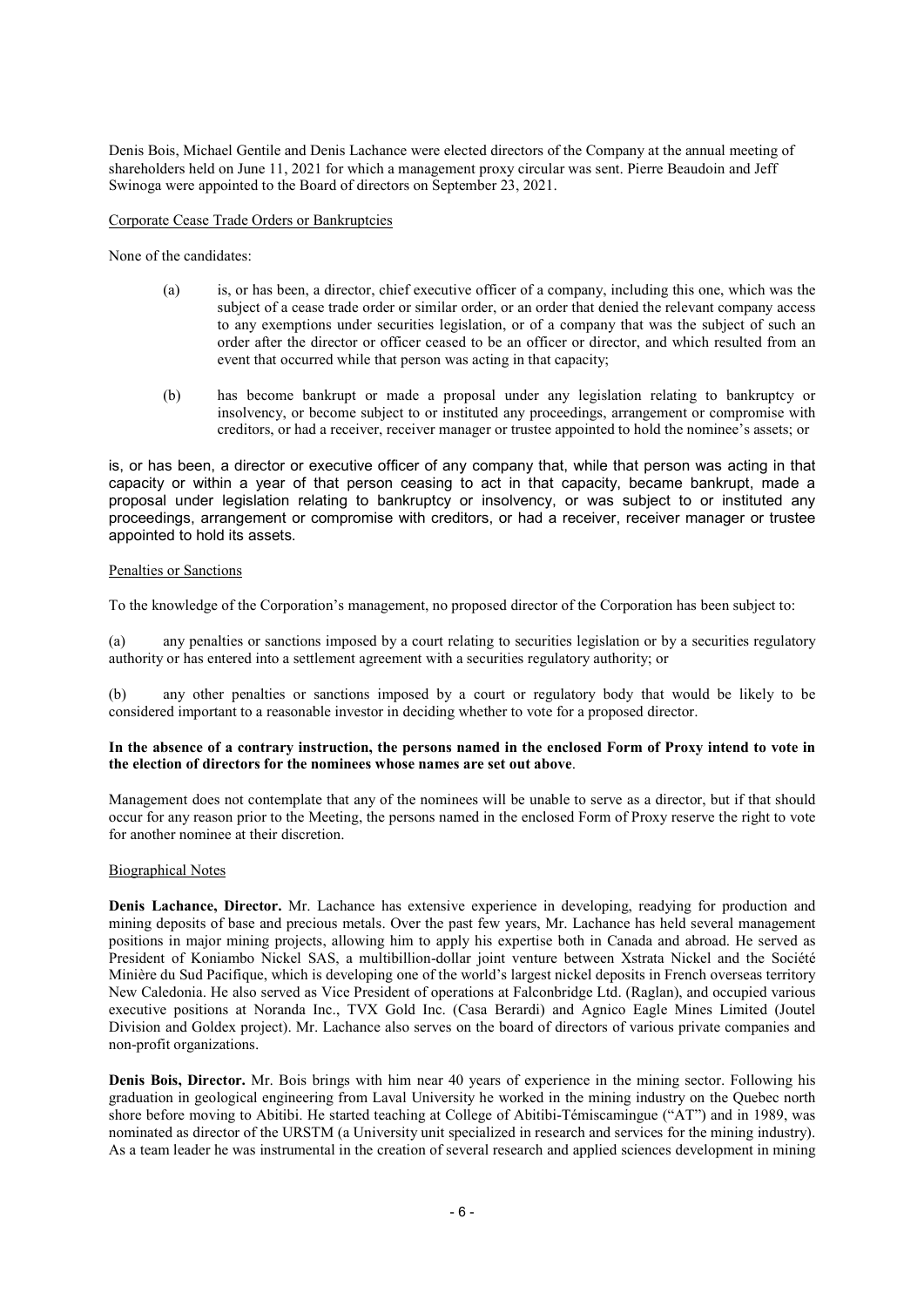Denis Bois, Michael Gentile and Denis Lachance were elected directors of the Company at the annual meeting of shareholders held on June 11, 2021 for which a management proxy circular was sent. Pierre Beaudoin and Jeff Swinoga were appointed to the Board of directors on September 23, 2021.

Corporate Cease Trade Orders or Bankruptcies

None of the candidates:

(a) is, or has been, a director, chief executive officer of a company, including this one, which was the subject of a cease trade order or similar order, or an order that denied the relevant company access to any exemptions under securities legislation, or of a company that was the subject of such an order after the director or officer ceased to be an officer or director, and which resulted from an event that occurred while that person was acting in that capacity;

(b) has become bankrupt or made a proposal under any legislation relating to bankruptcy or insolvency, or become subject to or instituted any proceedings, arrangement or compromise with creditors, or had a receiver, receiver manager or trustee appointed to hold the nominee's assets; or

is, or has been, a director or executive officer of any company that, while that person was acting in that capacity or within a year of that person ceasing to act in that capacity, became bankrupt, made a proposal under legislation relating to bankruptcy or insolvency, or was subject to or instituted any proceedings, arrangement or compromise with creditors, or had a receiver, receiver manager or trustee appointed to hold its assets.

Penalties or Sanctions

To the knowledge of the Corporation's management, no proposed director of the Corporation has been subject to:

(a) any penalties or sanctions imposed by a court relating to securities legislation or by a securities regulatory authority or has entered into a settlement agreement with a securities regulatory authority; or

(b) any other penalties or sanctions imposed by a court or regulatory body that would be likely to be considered important to a reasonable investor in deciding whether to vote for a proposed director.

**In the absence of a contrary instruction, the persons named in the enclosed Form of Proxy intend to vote in the election of directors for the nominees whose names are set out above**.

Management does not contemplate that any of the nominees will be unable to serve as a director, but if that should occur for any reason prior to the Meeting, the persons named in the enclosed Form of Proxy reserve the right to vote for another nominee at their discretion.

Biographical Notes

**Denis Lachance, Director.** Mr. Lachance has extensive experience in developing, readying for production and mining deposits of base and precious metals. Over the past few years, Mr. Lachance has held several management positions in major mining projects, allowing him to apply his expertise both in Canada and abroad. He served as President of Koniambo Nickel SAS, a multibillion-dollar joint venture between Xstrata Nickel and the Société Minière du Sud Pacifique, which is developing one of the world's largest nickel deposits in French overseas territory New Caledonia. He also served as Vice President of operations at Falconbridge Ltd. (Raglan), and occupied various executive positions at Noranda Inc., TVX Gold Inc. (Casa Berardi) and Agnico Eagle Mines Limited (Joutel Division and Goldex project). Mr. Lachance also serves on the board of directors of various private companies and non-profit organizations.

**Denis Bois, Director.** Mr. Bois brings with him near 40 years of experience in the mining sector. Following his graduation in geological engineering from Laval University he worked in the mining industry on the Quebec north shore before moving to Abitibi. He started teaching at College of Abitibi-Témiscamingue ("AT") and in 1989, was nominated as director of the URSTM (a University unit specialized in research and services for the mining industry). As a team leader he was instrumental in the creation of several research and applied sciences development in mining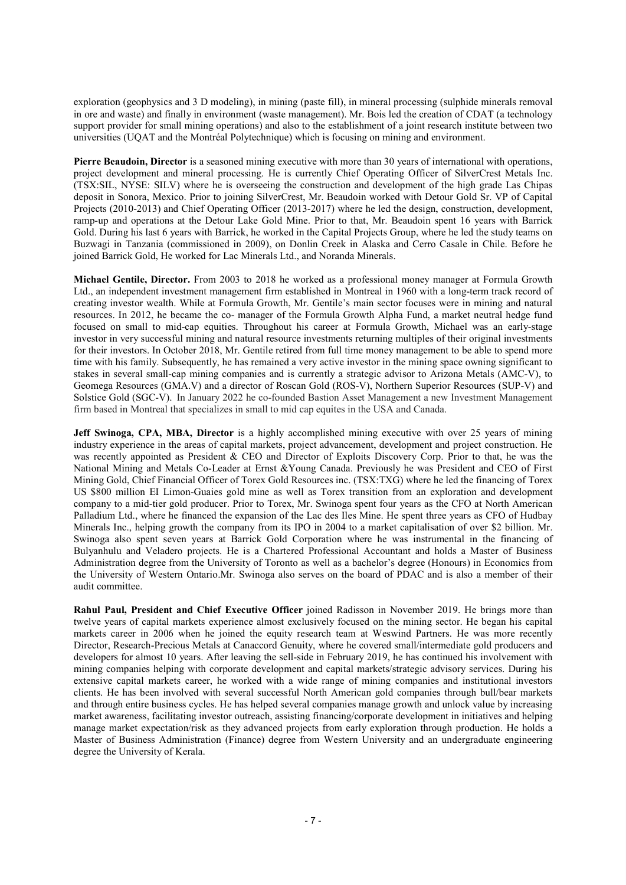exploration (geophysics and 3 D modeling), in mining (paste fill), in mineral processing (sulphide minerals removal in ore and waste) and finally in environment (waste management). Mr. Bois led the creation of CDAT (a technology support provider for small mining operations) and also to the establishment of a joint research institute between two universities (UQAT and the Montréal Polytechnique) which is focusing on mining and environment.

**Pierre Beaudoin, Director** is a seasoned mining executive with more than 30 years of international with operations, project development and mineral processing. He is currently Chief Operating Officer of SilverCrest Metals Inc. (TSX:SIL, NYSE: SILV) where he is overseeing the construction and development of the high grade Las Chipas deposit in Sonora, Mexico. Prior to joining SilverCrest, Mr. Beaudoin worked with Detour Gold Sr. VP of Capital Projects (2010-2013) and Chief Operating Officer (2013-2017) where he led the design, construction, development, ramp-up and operations at the Detour Lake Gold Mine. Prior to that, Mr. Beaudoin spent 16 years with Barrick Gold. During his last 6 years with Barrick, he worked in the Capital Projects Group, where he led the study teams on Buzwagi in Tanzania (commissioned in 2009), on Donlin Creek in Alaska and Cerro Casale in Chile. Before he joined Barrick Gold, He worked for Lac Minerals Ltd., and Noranda Minerals.

**Michael Gentile, Director.** From 2003 to 2018 he worked as a professional money manager at Formula Growth Ltd., an independent investment management firm established in Montreal in 1960 with a long-term track record of creating investor wealth. While at Formula Growth, Mr. Gentile's main sector focuses were in mining and natural resources. In 2012, he became the co- manager of the Formula Growth Alpha Fund, a market neutral hedge fund focused on small to mid-cap equities. Throughout his career at Formula Growth, Michael was an early-stage investor in very successful mining and natural resource investments returning multiples of their original investments for their investors. In October 2018, Mr. Gentile retired from full time money management to be able to spend more time with his family. Subsequently, he has remained a very active investor in the mining space owning significant to stakes in several small-cap mining companies and is currently a strategic advisor to Arizona Metals (AMC-V), to Geomega Resources (GMA.V) and a director of Roscan Gold (ROS-V), Northern Superior Resources (SUP-V) and Solstice Gold (SGC-V). In January 2022 he co-founded Bastion Asset Management a new Investment Management firm based in Montreal that specializes in small to mid cap equites in the USA and Canada.

**Jeff Swinoga, CPA, MBA, Director** is a highly accomplished mining executive with over 25 years of mining industry experience in the areas of capital markets, project advancement, development and project construction. He was recently appointed as President & CEO and Director of Exploits Discovery Corp. Prior to that, he was the National Mining and Metals Co-Leader at Ernst &Young Canada. Previously he was President and CEO of First Mining Gold, Chief Financial Officer of Torex Gold Resources inc. (TSX:TXG) where he led the financing of Torex US $800 million EI Limon-Guaies gold mine as well as Torex transition from an exploration and development company to a mid-tier gold producer. Prior to Torex, Mr. Swinoga spent four years as the CFO at North American Palladium Ltd., where he financed the expansion of the Lac des Iles Mine. He spent three years as CFO of Hudbay Minerals Inc., helping growth the company from its IPO in 2004 to a market capitalisation of over $2 billion. Mr. Swinoga also spent seven years at Barrick Gold Corporation where he was instrumental in the financing of Bulyanhulu and Veladero projects. He is a Chartered Professional Accountant and holds a Master of Business Administration degree from the University of Toronto as well as a bachelor's degree (Honours) in Economics from the University of Western Ontario.Mr. Swinoga also serves on the board of PDAC and is also a member of their audit committee.

**Rahul Paul, President and Chief Executive Officer** joined Radisson in November 2019. He brings more than twelve years of capital markets experience almost exclusively focused on the mining sector. He began his capital markets career in 2006 when he joined the equity research team at Weswind Partners. He was more recently Director, Research-Precious Metals at Canaccord Genuity, where he covered small/intermediate gold producers and developers for almost 10 years. After leaving the sell-side in February 2019, he has continued his involvement with mining companies helping with corporate development and capital markets/strategic advisory services. During his extensive capital markets career, he worked with a wide range of mining companies and institutional investors clients. He has been involved with several successful North American gold companies through bull/bear markets and through entire business cycles. He has helped several companies manage growth and unlock value by increasing market awareness, facilitating investor outreach, assisting financing/corporate development in initiatives and helping manage market expectation/risk as they advanced projects from early exploration through production. He holds a Master of Business Administration (Finance) degree from Western University and an undergraduate engineering degree the University of Kerala.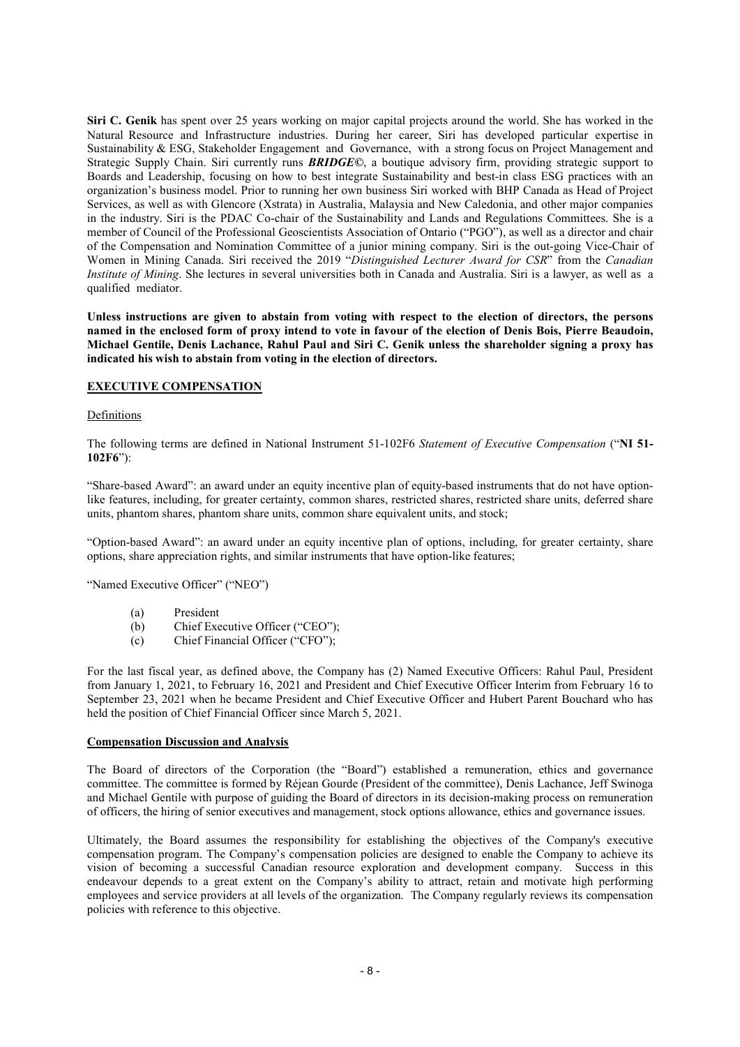**Siri C. Genik** has spent over 25 years working on major capital projects around the world. She has worked in the Natural Resource and Infrastructure industries. During her career, Siri has developed particular expertise in Sustainability & ESG, Stakeholder Engagement and Governance, with a strong focus on Project Management and Strategic Supply Chain. Siri currently runs ***BRIDGE©***, a boutique advisory firm, providing strategic support to Boards and Leadership, focusing on how to best integrate Sustainability and best-in class ESG practices with an organization's business model. Prior to running her own business Siri worked with BHP Canada as Head of Project Services, as well as with Glencore (Xstrata) in Australia, Malaysia and New Caledonia, and other major companies in the industry. Siri is the PDAC Co-chair of the Sustainability and Lands and Regulations Committees. She is a member of Council of the Professional Geoscientists Association of Ontario ("PGO"), as well as a director and chair of the Compensation and Nomination Committee of a junior mining company. Siri is the out-going Vice-Chair of Women in Mining Canada. Siri received the 2019 "*Distinguished Lecturer Award for CSR*" from the *Canadian Institute of Mining*. She lectures in several universities both in Canada and Australia. Siri is a lawyer, as well as a qualified mediator.

**Unless instructions are given to abstain from voting with respect to the election of directors, the persons named in the enclosed form of proxy intend to vote in favour of the election of Denis Bois, Pierre Beaudoin, Michael Gentile, Denis Lachance, Rahul Paul and Siri C. Genik unless the shareholder signing a proxy has indicated his wish to abstain from voting in the election of directors.**

## EXECUTIVE COMPENSATION

### Definitions

The following terms are defined in National Instrument 51-102F6 *Statement of Executive Compensation* ("**NI 51-102F6**"):

"Share-based Award": an award under an equity incentive plan of equity-based instruments that do not have option-like features, including, for greater certainty, common shares, restricted shares, restricted share units, deferred share units, phantom shares, phantom share units, common share equivalent units, and stock;

"Option-based Award": an award under an equity incentive plan of options, including, for greater certainty, share options, share appreciation rights, and similar instruments that have option-like features;

"Named Executive Officer" ("NEO")

(a) President
(b) Chief Executive Officer ("CEO");
(c) Chief Financial Officer ("CFO");

For the last fiscal year, as defined above, the Company has (2) Named Executive Officers: Rahul Paul, President from January 1, 2021, to February 16, 2021 and President and Chief Executive Officer Interim from February 16 to September 23, 2021 when he became President and Chief Executive Officer and Hubert Parent Bouchard who has held the position of Chief Financial Officer since March 5, 2021.

### Compensation Discussion and Analysis

The Board of directors of the Corporation (the "Board") established a remuneration, ethics and governance committee. The committee is formed by Réjean Gourde (President of the committee), Denis Lachance, Jeff Swinoga and Michael Gentile with purpose of guiding the Board of directors in its decision-making process on remuneration of officers, the hiring of senior executives and management, stock options allowance, ethics and governance issues.

Ultimately, the Board assumes the responsibility for establishing the objectives of the Company's executive compensation program. The Company's compensation policies are designed to enable the Company to achieve its vision of becoming a successful Canadian resource exploration and development company. Success in this endeavour depends to a great extent on the Company's ability to attract, retain and motivate high performing employees and service providers at all levels of the organization. The Company regularly reviews its compensation policies with reference to this objective.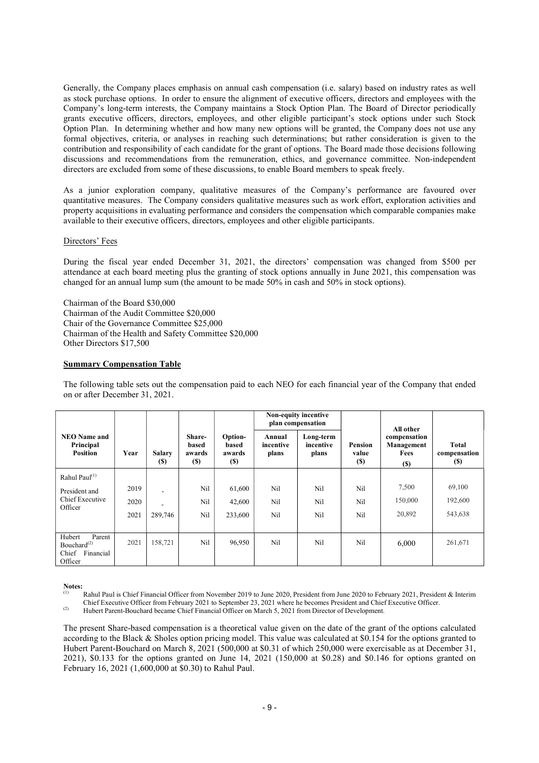Generally, the Company places emphasis on annual cash compensation (i.e. salary) based on industry rates as well as stock purchase options. In order to ensure the alignment of executive officers, directors and employees with the Company's long-term interests, the Company maintains a Stock Option Plan. The Board of Director periodically grants executive officers, directors, employees, and other eligible participant's stock options under such Stock Option Plan. In determining whether and how many new options will be granted, the Company does not use any formal objectives, criteria, or analyses in reaching such determinations; but rather consideration is given to the contribution and responsibility of each candidate for the grant of options. The Board made those decisions following discussions and recommendations from the remuneration, ethics, and governance committee. Non-independent directors are excluded from some of these discussions, to enable Board members to speak freely.

As a junior exploration company, qualitative measures of the Company's performance are favoured over quantitative measures. The Company considers qualitative measures such as work effort, exploration activities and property acquisitions in evaluating performance and considers the compensation which comparable companies make available to their executive officers, directors, employees and other eligible participants.

Directors' Fees

During the fiscal year ended December 31, 2021, the directors' compensation was changed from $500 per attendance at each board meeting plus the granting of stock options annually in June 2021, this compensation was changed for an annual lump sum (the amount to be made 50% in cash and 50% in stock options).

Chairman of the Board $30,000
Chairman of the Audit Committee $20,000
Chair of the Governance Committee $25,000
Chairman of the Health and Safety Committee $20,000
Other Directors $17,500

**Summary Compensation Table**

The following table sets out the compensation paid to each NEO for each financial year of the Company that ended on or after December 31, 2021.

| NEO Name and Principal Position | Year | Salary ($) | Share-based awards ($) | Option-based awards ($) | Non-equity incentive plan compensation | | Pension value ($) | All other compensation Management Fees ($) | Total compensation ($) |
|---|---|---|---|---|---|---|---|---|---|
| | | | | | Annual incentive plans | Long-term incentive plans | | | |
| Rahul Paul[(1)] President and Chief Executive Officer | 2019 | - | Nil | 61,600 | Nil | Nil | Nil | 7,500 | 69,100 |
| | 2020 | - | Nil | 42,600 | Nil | Nil | Nil | 150,000 | 192,600 |
| | 2021 | 289,746 | Nil | 233,600 | Nil | Nil | Nil | 20,892 | 543,638 |
| Hubert Parent Bouchard[(2)] Chief Financial Officer | 2021 | 158,721 | Nil | 96,950 | Nil | Nil | Nil | 6,000 | 261,671 |

**Notes:**

(1) Rahul Paul is Chief Financial Officer from November 2019 to June 2020, President from June 2020 to February 2021, President & Interim Chief Executive Officer from February 2021 to September 23, 2021 where he becomes President and Chief Executive Officer.

(2) Hubert Parent-Bouchard became Chief Financial Officer on March 5, 2021 from Director of Development.

The present Share-based compensation is a theoretical value given on the date of the grant of the options calculated according to the Black & Sholes option pricing model. This value was calculated at $0.154 for the options granted to Hubert Parent-Bouchard on March 8, 2021 (500,000 at $0.31 of which 250,000 were exercisable as at December 31, 2021), $0.133 for the options granted on June 14, 2021 (150,000 at $0.28) and $0.146 for options granted on February 16, 2021 (1,600,000 at $0.30) to Rahul Paul.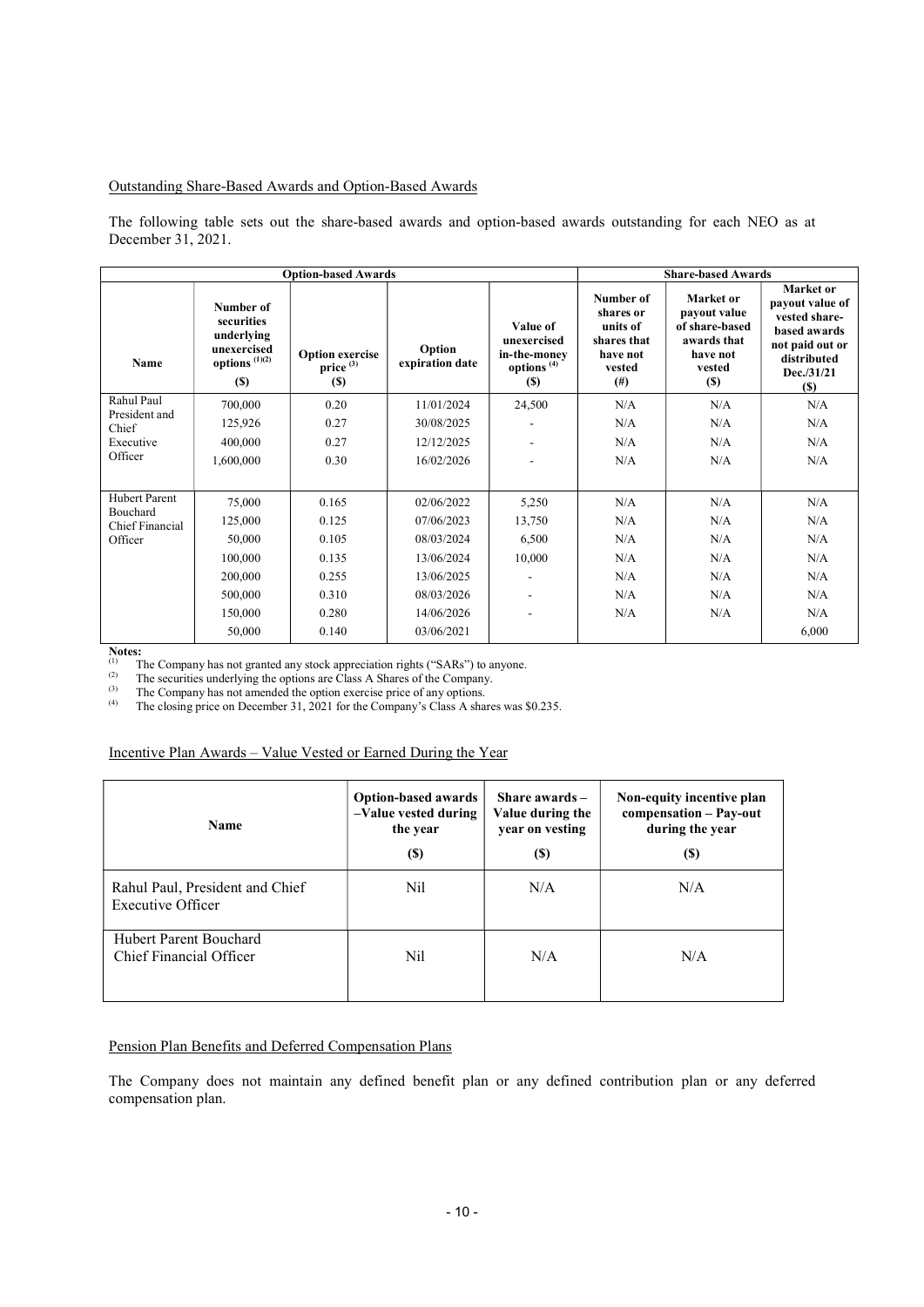Outstanding Share-Based Awards and Option-Based Awards

The following table sets out the share-based awards and option-based awards outstanding for each NEO as at December 31, 2021.

| Option-based Awards | | | | | Share-based Awards | | |
|---|---|---|---|---|---|---|---|
| Name | Number of securities underlying unexercised options [(1)(2)] ($) | Option exercise price [(3)] ($) | Option expiration date | Value of unexercised in-the-money options [(4)] ($) | Number of shares or units of shares that have not vested (#) | Market or payout value of share-based awards that have not vested ($) | Market or payout value of vested share-based awards not paid out or distributed Dec./31/21 ($) |
| Rahul Paul President and Chief Executive Officer | 700,000 | 0.20 | 11/01/2024 | 24,500 | N/A | N/A | N/A |
| | 125,926 | 0.27 | 30/08/2025 | - | N/A | N/A | N/A |
| | 400,000 | 0.27 | 12/12/2025 | - | N/A | N/A | N/A |
| | 1,600,000 | 0.30 | 16/02/2026 | - | N/A | N/A | N/A |
| Hubert Parent Bouchard Chief Financial Officer | 75,000 | 0.165 | 02/06/2022 | 5,250 | N/A | N/A | N/A |
| | 125,000 | 0.125 | 07/06/2023 | 13,750 | N/A | N/A | N/A |
| | 50,000 | 0.105 | 08/03/2024 | 6,500 | N/A | N/A | N/A |
| | 100,000 | 0.135 | 13/06/2024 | 10,000 | N/A | N/A | N/A |
| | 200,000 | 0.255 | 13/06/2025 | - | N/A | N/A | N/A |
| | 500,000 | 0.310 | 08/03/2026 | - | N/A | N/A | N/A |
| | 150,000 | 0.280 | 14/06/2026 | - | N/A | N/A | N/A |
| | 50,000 | 0.140 | 03/06/2021 | | | | 6,000 |

**Notes:**

(1) The Company has not granted any stock appreciation rights ("SARs") to anyone.

(2) The securities underlying the options are Class A Shares of the Company.

(3) The Company has not amended the option exercise price of any options.

(4) The closing price on December 31, 2021 for the Company's Class A shares was $0.235.

Incentive Plan Awards – Value Vested or Earned During the Year

| Name | Option-based awards –Value vested during the year ($) | Share awards – Value during the year on vesting ($) | Non-equity incentive plan compensation – Pay-out during the year ($) |
|---|---|---|---|
| Rahul Paul, President and Chief Executive Officer | Nil | N/A | N/A |
| Hubert Parent Bouchard Chief Financial Officer | Nil | N/A | N/A |

Pension Plan Benefits and Deferred Compensation Plans

The Company does not maintain any defined benefit plan or any defined contribution plan or any deferred compensation plan.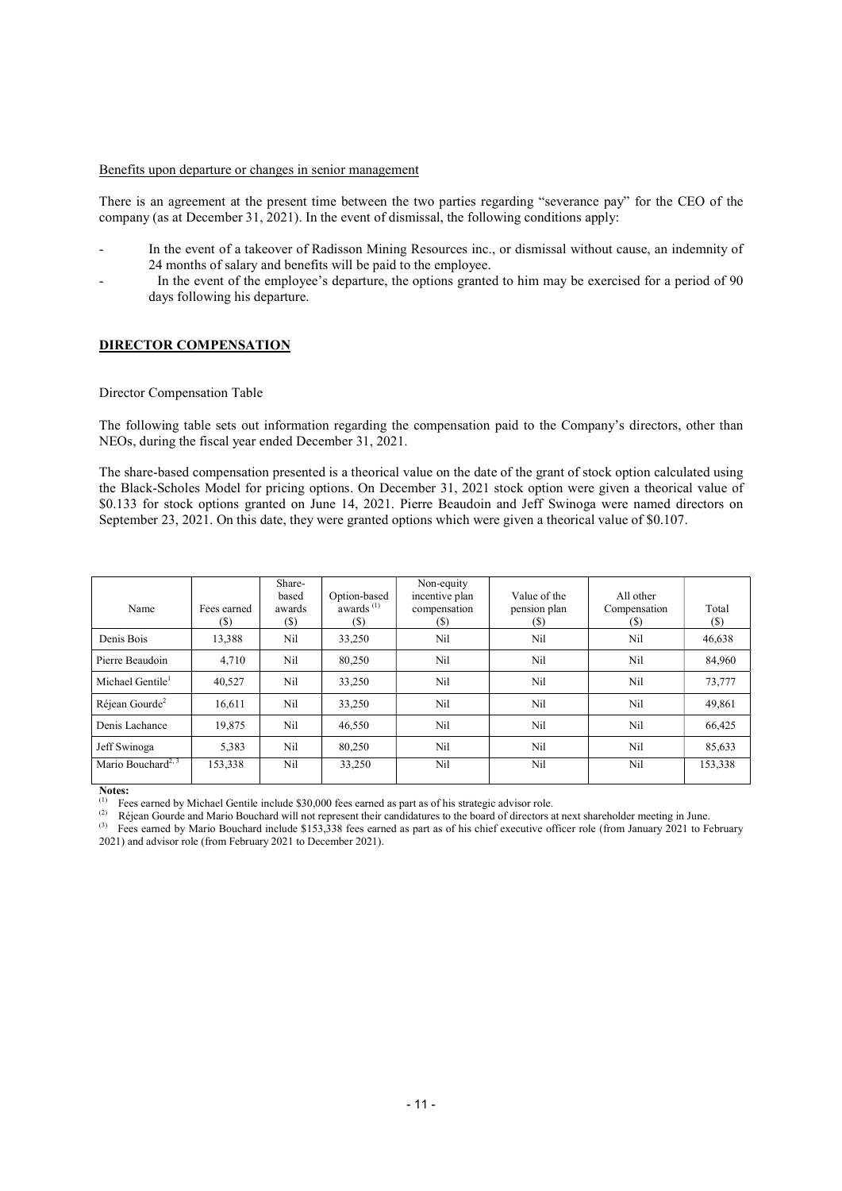Benefits upon departure or changes in senior management

There is an agreement at the present time between the two parties regarding "severance pay" for the CEO of the company (as at December 31, 2021). In the event of dismissal, the following conditions apply:

- In the event of a takeover of Radisson Mining Resources inc., or dismissal without cause, an indemnity of 24 months of salary and benefits will be paid to the employee.
- In the event of the employee's departure, the options granted to him may be exercised for a period of 90 days following his departure.

## DIRECTOR COMPENSATION

Director Compensation Table

The following table sets out information regarding the compensation paid to the Company's directors, other than NEOs, during the fiscal year ended December 31, 2021.

The share-based compensation presented is a theorical value on the date of the grant of stock option calculated using the Black-Scholes Model for pricing options. On December 31, 2021 stock option were given a theorical value of $0.133 for stock options granted on June 14, 2021. Pierre Beaudoin and Jeff Swinoga were named directors on September 23, 2021. On this date, they were granted options which were given a theorical value of $0.107.

| Name | Fees earned ($) | Share-based awards ($) | Option-based awards [1] ($) | Non-equity incentive plan compensation ($) | Value of the pension plan ($) | All other Compensation ($) | Total ($) |
|---|---|---|---|---|---|---|---|
| Denis Bois | 13,388 | Nil | 33,250 | Nil | Nil | Nil | 46,638 |
| Pierre Beaudoin | 4,710 | Nil | 80,250 | Nil | Nil | Nil | 84,960 |
| Michael Gentile[1] | 40,527 | Nil | 33,250 | Nil | Nil | Nil | 73,777 |
| Réjean Gourde[2] | 16,611 | Nil | 33,250 | Nil | Nil | Nil | 49,861 |
| Denis Lachance | 19,875 | Nil | 46,550 | Nil | Nil | Nil | 66,425 |
| Jeff Swinoga | 5,383 | Nil | 80,250 | Nil | Nil | Nil | 85,633 |
| Mario Bouchard[2, 3] | 153,338 | Nil | 33,250 | Nil | Nil | Nil | 153,338 |

**Notes:**

(1) Fees earned by Michael Gentile include $30,000 fees earned as part as of his strategic advisor role.

(2) Réjean Gourde and Mario Bouchard will not represent their candidatures to the board of directors at next shareholder meeting in June.

(3) Fees earned by Mario Bouchard include $153,338 fees earned as part as of his chief executive officer role (from January 2021 to February 2021) and advisor role (from February 2021 to December 2021).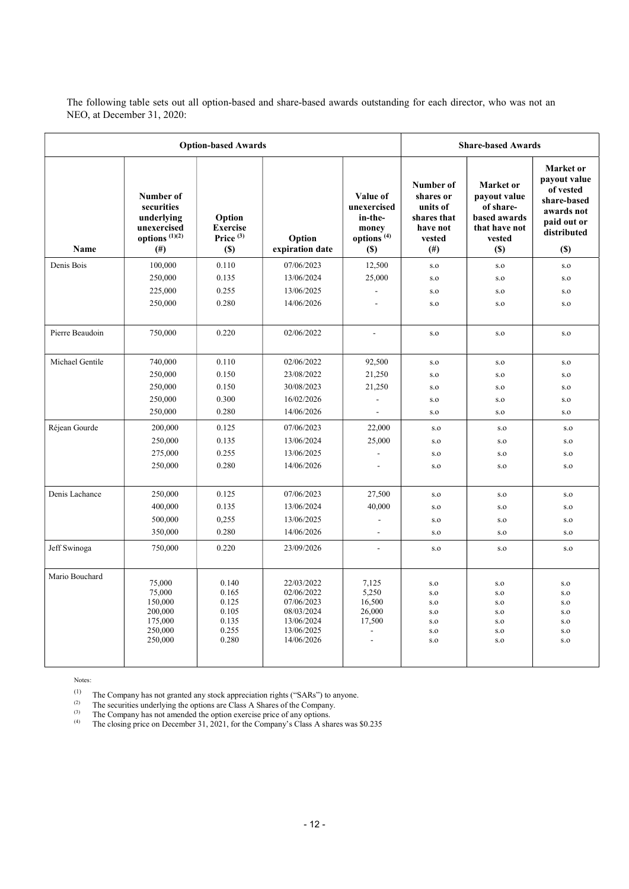The following table sets out all option-based and share-based awards outstanding for each director, who was not an NEO, at December 31, 2020:

| Option-based Awards | | | | | Share-based Awards | | |
|---|---|---|---|---|---|---|---|
| Name | Number of securities underlying unexercised options [(1)(2)] (#) | Option Exercise Price [(3)] ($) | Option expiration date | Value of unexercised in-the-money options [(4)] ($) | Number of shares or units of shares that have not vested (#) | Market or payout value of share-based awards that have not vested ($) | Market or payout value of vested share-based awards not paid out or distributed ($) |
| Denis Bois | 100,000 | 0.110 | 07/06/2023 | 12,500 | s.o | s.o | s.o |
| | 250,000 | 0.135 | 13/06/2024 | 25,000 | s.o | s.o | s.o |
| | 225,000 | 0.255 | 13/06/2025 | - | s.o | s.o | s.o |
| | 250,000 | 0.280 | 14/06/2026 | - | s.o | s.o | s.o |
| Pierre Beaudoin | 750,000 | 0.220 | 02/06/2022 | - | s.o | s.o | s.o |
| Michael Gentile | 740,000 | 0.110 | 02/06/2022 | 92,500 | s.o | s.o | s.o |
| | 250,000 | 0.150 | 23/08/2022 | 21,250 | s.o | s.o | s.o |
| | 250,000 | 0.150 | 30/08/2023 | 21,250 | s.o | s.o | s.o |
| | 250,000 | 0.300 | 16/02/2026 | - | s.o | s.o | s.o |
| | 250,000 | 0.280 | 14/06/2026 | - | s.o | s.o | s.o |
| Réjean Gourde | 200,000 | 0.125 | 07/06/2023 | 22,000 | s.o | s.o | s.o |
| | 250,000 | 0.135 | 13/06/2024 | 25,000 | s.o | s.o | s.o |
| | 275,000 | 0.255 | 13/06/2025 | - | s.o | s.o | s.o |
| | 250,000 | 0.280 | 14/06/2026 | - | s.o | s.o | s.o |
| Denis Lachance | 250,000 | 0.125 | 07/06/2023 | 27,500 | s.o | s.o | s.o |
| | 400,000 | 0.135 | 13/06/2024 | 40,000 | s.o | s.o | s.o |
| | 500,000 | 0,255 | 13/06/2025 | - | s.o | s.o | s.o |
| | 350,000 | 0.280 | 14/06/2026 | - | s.o | s.o | s.o |
| Jeff Swinoga | 750,000 | 0.220 | 23/09/2026 | - | s.o | s.o | s.o |
| Mario Bouchard | 75,000 | 0.140 | 22/03/2022 | 7,125 | s.o | s.o | s.o |
| | 75,000 | 0.165 | 02/06/2022 | 5,250 | s.o | s.o | s.o |
| | 150,000 | 0.125 | 07/06/2023 | 16,500 | s.o | s.o | s.o |
| | 200,000 | 0.105 | 08/03/2024 | 26,000 | s.o | s.o | s.o |
| | 175,000 | 0.135 | 13/06/2024 | 17,500 | s.o | s.o | s.o |
| | 250,000 | 0.255 | 13/06/2025 | - | s.o | s.o | s.o |
| | 250,000 | 0.280 | 14/06/2026 | - | s.o | s.o | s.o |

Notes:

(1) The Company has not granted any stock appreciation rights ("SARs") to anyone.

(2) The securities underlying the options are Class A Shares of the Company.

(3) The Company has not amended the option exercise price of any options.

(4) The closing price on December 31, 2021, for the Company's Class A shares was $0.235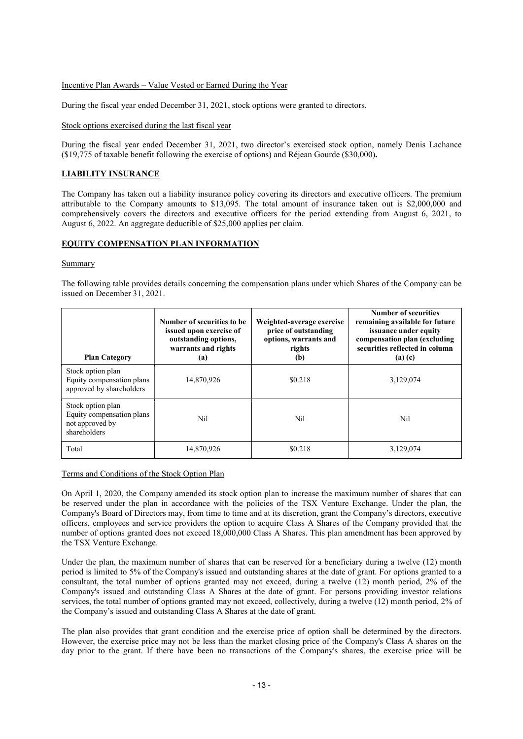Incentive Plan Awards – Value Vested or Earned During the Year

During the fiscal year ended December 31, 2021, stock options were granted to directors.

Stock options exercised during the last fiscal year

During the fiscal year ended December 31, 2021, two director's exercised stock option, namely Denis Lachance ($19,775 of taxable benefit following the exercise of options) and Réjean Gourde ($30,000)**.**

## LIABILITY INSURANCE

The Company has taken out a liability insurance policy covering its directors and executive officers. The premium attributable to the Company amounts to $13,095. The total amount of insurance taken out is $2,000,000 and comprehensively covers the directors and executive officers for the period extending from August 6, 2021, to August 6, 2022. An aggregate deductible of $25,000 applies per claim.

## EQUITY COMPENSATION PLAN INFORMATION

Summary

The following table provides details concerning the compensation plans under which Shares of the Company can be issued on December 31, 2021.

| Plan Category | Number of securities to be issued upon exercise of outstanding options, warrants and rights (a) | Weighted-average exercise price of outstanding options, warrants and rights (b) | Number of securities remaining available for future issuance under equity compensation plan (excluding securities reflected in column (a) (c) |
|---|---|---|---|
| Stock option plan Equity compensation plans approved by shareholders | 14,870,926 | $0.218 | 3,129,074 |
| Stock option plan Equity compensation plans not approved by shareholders | Nil | Nil | Nil |
| Total | 14,870,926 | $0.218 | 3,129,074 |

Terms and Conditions of the Stock Option Plan

On April 1, 2020, the Company amended its stock option plan to increase the maximum number of shares that can be reserved under the plan in accordance with the policies of the TSX Venture Exchange. Under the plan, the Company's Board of Directors may, from time to time and at its discretion, grant the Company's directors, executive officers, employees and service providers the option to acquire Class A Shares of the Company provided that the number of options granted does not exceed 18,000,000 Class A Shares. This plan amendment has been approved by the TSX Venture Exchange.

Under the plan, the maximum number of shares that can be reserved for a beneficiary during a twelve (12) month period is limited to 5% of the Company's issued and outstanding shares at the date of grant. For options granted to a consultant, the total number of options granted may not exceed, during a twelve (12) month period, 2% of the Company's issued and outstanding Class A Shares at the date of grant. For persons providing investor relations services, the total number of options granted may not exceed, collectively, during a twelve (12) month period, 2% of the Company's issued and outstanding Class A Shares at the date of grant.

The plan also provides that grant condition and the exercise price of option shall be determined by the directors. However, the exercise price may not be less than the market closing price of the Company's Class A shares on the day prior to the grant. If there have been no transactions of the Company's shares, the exercise price will be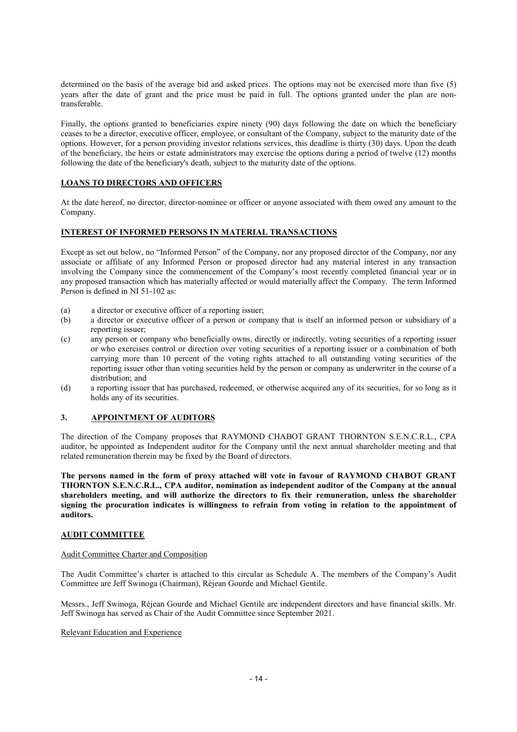determined on the basis of the average bid and asked prices. The options may not be exercised more than five (5) years after the date of grant and the price must be paid in full. The options granted under the plan are non-transferable.

Finally, the options granted to beneficiaries expire ninety (90) days following the date on which the beneficiary ceases to be a director, executive officer, employee, or consultant of the Company, subject to the maturity date of the options. However, for a person providing investor relations services, this deadline is thirty (30) days. Upon the death of the beneficiary, the heirs or estate administrators may exercise the options during a period of twelve (12) months following the date of the beneficiary's death, subject to the maturity date of the options.

## LOANS TO DIRECTORS AND OFFICERS

At the date hereof, no director, director-nominee or officer or anyone associated with them owed any amount to the Company.

## INTEREST OF INFORMED PERSONS IN MATERIAL TRANSACTIONS

Except as set out below, no "Informed Person" of the Company, nor any proposed director of the Company, nor any associate or affiliate of any Informed Person or proposed director had any material interest in any transaction involving the Company since the commencement of the Company's most recently completed financial year or in any proposed transaction which has materially affected or would materially affect the Company. The term Informed Person is defined in NI 51-102 as:

(a) a director or executive officer of a reporting issuer;
(b) a director or executive officer of a person or company that is itself an informed person or subsidiary of a reporting issuer;
(c) any person or company who beneficially owns, directly or indirectly, voting securities of a reporting issuer or who exercises control or direction over voting securities of a reporting issuer or a combination of both carrying more than 10 percent of the voting rights attached to all outstanding voting securities of the reporting issuer other than voting securities held by the person or company as underwriter in the course of a distribution; and
(d) a reporting issuer that has purchased, redeemed, or otherwise acquired any of its securities, for so long as it holds any of its securities.

## 3. APPOINTMENT OF AUDITORS

The direction of the Company proposes that RAYMOND CHABOT GRANT THORNTON S.E.N.C.R.L., CPA auditor, be appointed as Independent auditor for the Company until the next annual shareholder meeting and that related remuneration therein may be fixed by the Board of directors.

**The persons named in the form of proxy attached will vote in favour of RAYMOND CHABOT GRANT THORNTON S.E.N.C.R.L., CPA auditor, nomination as independent auditor of the Company at the annual shareholders meeting, and will authorize the directors to fix their remuneration, unless the shareholder signing the procuration indicates is willingness to refrain from voting in relation to the appointment of auditors.**

## AUDIT COMMITTEE

### Audit Committee Charter and Composition

The Audit Committee's charter is attached to this circular as Schedule A. The members of the Company's Audit Committee are Jeff Swinoga (Chairman), Réjean Gourde and Michael Gentile.

Messrs., Jeff Swinoga, Réjean Gourde and Michael Gentile are independent directors and have financial skills. Mr. Jeff Swinoga has served as Chair of the Audit Committee since September 2021.

### Relevant Education and Experience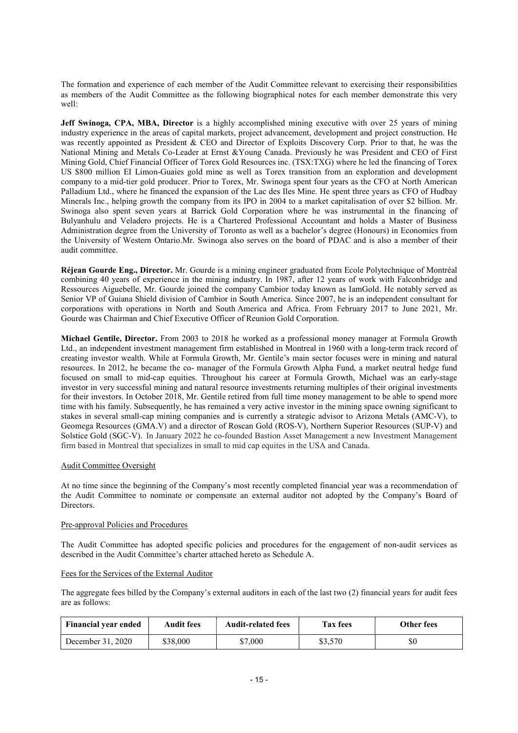The formation and experience of each member of the Audit Committee relevant to exercising their responsibilities as members of the Audit Committee as the following biographical notes for each member demonstrate this very well:

**Jeff Swinoga, CPA, MBA, Director** is a highly accomplished mining executive with over 25 years of mining industry experience in the areas of capital markets, project advancement, development and project construction. He was recently appointed as President & CEO and Director of Exploits Discovery Corp. Prior to that, he was the National Mining and Metals Co-Leader at Ernst &Young Canada. Previously he was President and CEO of First Mining Gold, Chief Financial Officer of Torex Gold Resources inc. (TSX:TXG) where he led the financing of Torex US $800 million El Limon-Guaies gold mine as well as Torex transition from an exploration and development company to a mid-tier gold producer. Prior to Torex, Mr. Swinoga spent four years as the CFO at North American Palladium Ltd., where he financed the expansion of the Lac des Iles Mine. He spent three years as CFO of Hudbay Minerals Inc., helping growth the company from its IPO in 2004 to a market capitalisation of over $2 billion. Mr. Swinoga also spent seven years at Barrick Gold Corporation where he was instrumental in the financing of Bulyanhulu and Veladero projects. He is a Chartered Professional Accountant and holds a Master of Business Administration degree from the University of Toronto as well as a bachelor's degree (Honours) in Economics from the University of Western Ontario.Mr. Swinoga also serves on the board of PDAC and is also a member of their audit committee.

**Réjean Gourde Eng., Director.** Mr. Gourde is a mining engineer graduated from Ecole Polytechnique of Montréal combining 40 years of experience in the mining industry. In 1987, after 12 years of work with Falconbridge and Ressources Aiguebelle, Mr. Gourde joined the company Cambior today known as IamGold. He notably served as Senior VP of Guiana Shield division of Cambior in South America. Since 2007, he is an independent consultant for corporations with operations in North and South America and Africa. From February 2017 to June 2021, Mr. Gourde was Chairman and Chief Executive Officer of Reunion Gold Corporation.

**Michael Gentile, Director.** From 2003 to 2018 he worked as a professional money manager at Formula Growth Ltd., an independent investment management firm established in Montreal in 1960 with a long-term track record of creating investor wealth. While at Formula Growth, Mr. Gentile's main sector focuses were in mining and natural resources. In 2012, he became the co- manager of the Formula Growth Alpha Fund, a market neutral hedge fund focused on small to mid-cap equities. Throughout his career at Formula Growth, Michael was an early-stage investor in very successful mining and natural resource investments returning multiples of their original investments for their investors. In October 2018, Mr. Gentile retired from full time money management to be able to spend more time with his family. Subsequently, he has remained a very active investor in the mining space owning significant to stakes in several small-cap mining companies and is currently a strategic advisor to Arizona Metals (AMC-V), to Geomega Resources (GMA.V) and a director of Roscan Gold (ROS-V), Northern Superior Resources (SUP-V) and Solstice Gold (SGC-V). In January 2022 he co-founded Bastion Asset Management a new Investment Management firm based in Montreal that specializes in small to mid cap equites in the USA and Canada.

Audit Committee Oversight

At no time since the beginning of the Company's most recently completed financial year was a recommendation of the Audit Committee to nominate or compensate an external auditor not adopted by the Company's Board of Directors.

Pre-approval Policies and Procedures

The Audit Committee has adopted specific policies and procedures for the engagement of non-audit services as described in the Audit Committee's charter attached hereto as Schedule A.

Fees for the Services of the External Auditor

The aggregate fees billed by the Company's external auditors in each of the last two (2) financial years for audit fees are as follows:

| Financial year ended | Audit fees | Audit-related fees | Tax fees | Other fees |
|---|---|---|---|---|
| December 31, 2020 | $38,000 | $7,000 | $3,570 | $0 |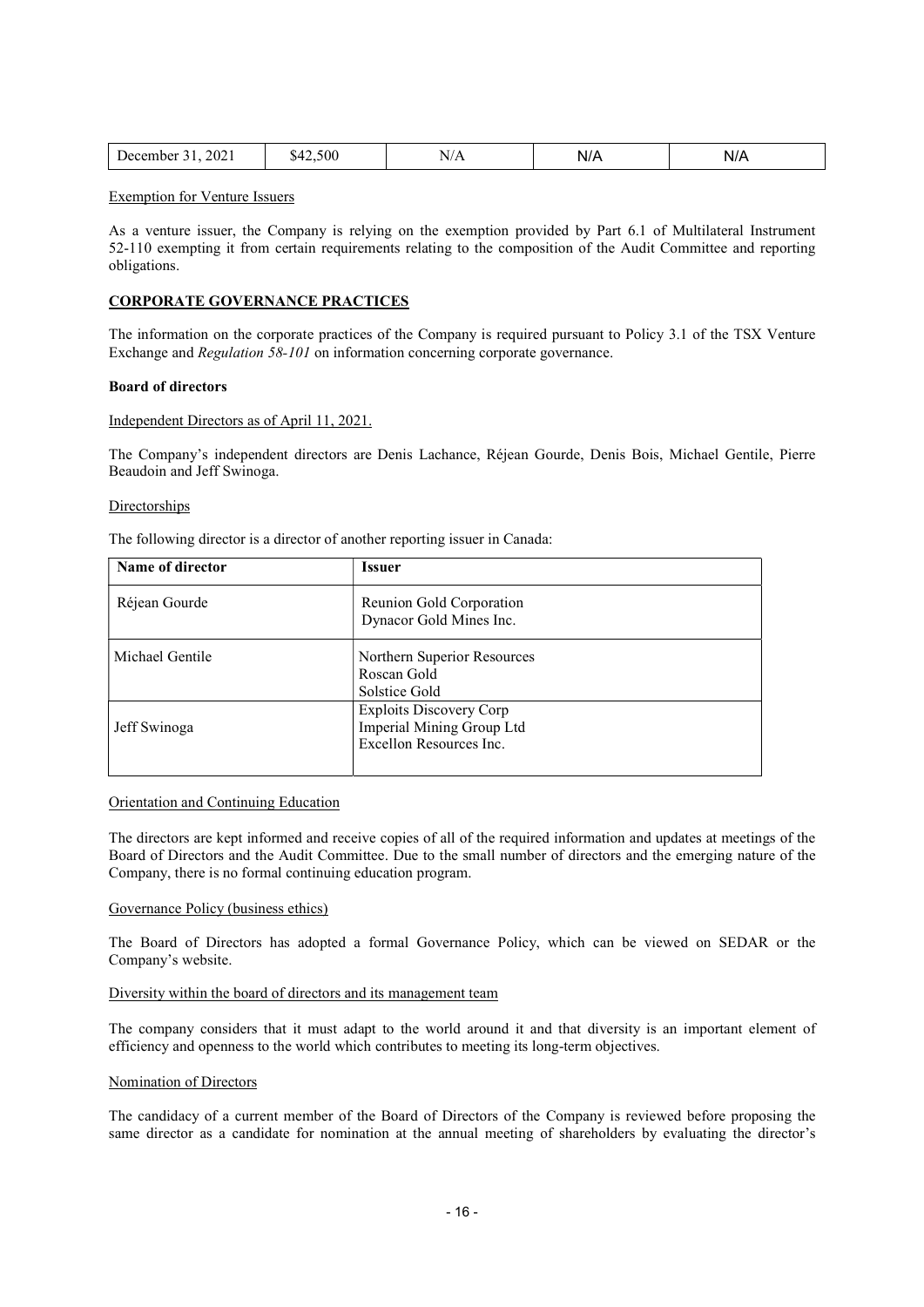| December 31, 2021 | $42,500 | N/A | N/A | N/A |
|---|---|---|---|---|

Exemption for Venture Issuers

As a venture issuer, the Company is relying on the exemption provided by Part 6.1 of Multilateral Instrument 52-110 exempting it from certain requirements relating to the composition of the Audit Committee and reporting obligations.

## CORPORATE GOVERNANCE PRACTICES

The information on the corporate practices of the Company is required pursuant to Policy 3.1 of the TSX Venture Exchange and *Regulation 58-101* on information concerning corporate governance.

### Board of directors

Independent Directors as of April 11, 2021.

The Company's independent directors are Denis Lachance, Réjean Gourde, Denis Bois, Michael Gentile, Pierre Beaudoin and Jeff Swinoga.

Directorships

The following director is a director of another reporting issuer in Canada:

| Name of director | Issuer |
|---|---|
| Réjean Gourde | Reunion Gold Corporation<br>Dynacor Gold Mines Inc. |
| Michael Gentile | Northern Superior Resources<br>Roscan Gold<br>Solstice Gold |
| Jeff Swinoga | Exploits Discovery Corp<br>Imperial Mining Group Ltd<br>Excellon Resources Inc. |

Orientation and Continuing Education

The directors are kept informed and receive copies of all of the required information and updates at meetings of the Board of Directors and the Audit Committee. Due to the small number of directors and the emerging nature of the Company, there is no formal continuing education program.

Governance Policy (business ethics)

The Board of Directors has adopted a formal Governance Policy, which can be viewed on SEDAR or the Company's website.

Diversity within the board of directors and its management team

The company considers that it must adapt to the world around it and that diversity is an important element of efficiency and openness to the world which contributes to meeting its long-term objectives.

Nomination of Directors

The candidacy of a current member of the Board of Directors of the Company is reviewed before proposing the same director as a candidate for nomination at the annual meeting of shareholders by evaluating the director's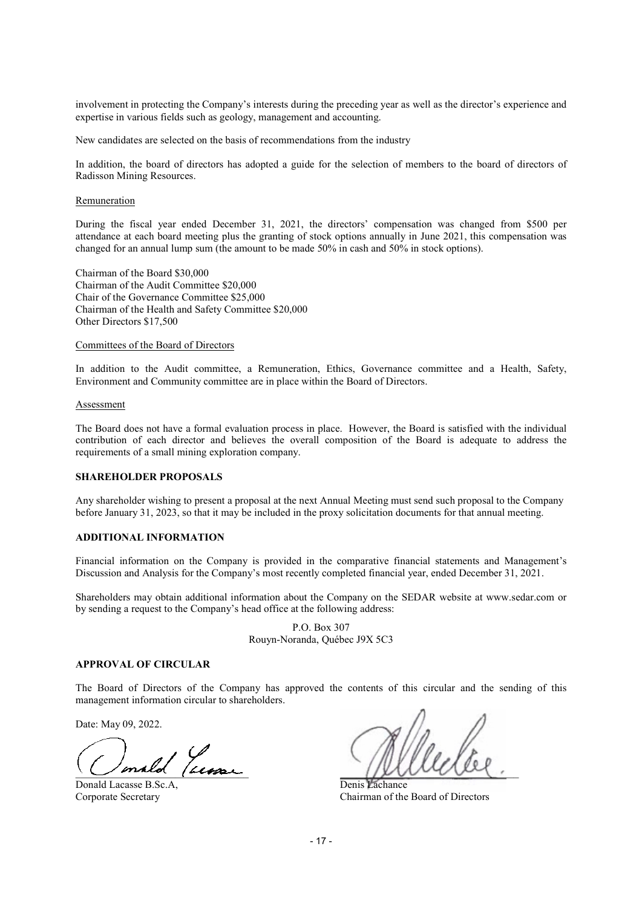involvement in protecting the Company's interests during the preceding year as well as the director's experience and expertise in various fields such as geology, management and accounting.

New candidates are selected on the basis of recommendations from the industry

In addition, the board of directors has adopted a guide for the selection of members to the board of directors of Radisson Mining Resources.

Remuneration

During the fiscal year ended December 31, 2021, the directors' compensation was changed from $500 per attendance at each board meeting plus the granting of stock options annually in June 2021, this compensation was changed for an annual lump sum (the amount to be made 50% in cash and 50% in stock options).

Chairman of the Board $30,000
Chairman of the Audit Committee $20,000
Chair of the Governance Committee $25,000
Chairman of the Health and Safety Committee $20,000
Other Directors $17,500

Committees of the Board of Directors

In addition to the Audit committee, a Remuneration, Ethics, Governance committee and a Health, Safety, Environment and Community committee are in place within the Board of Directors.

Assessment

The Board does not have a formal evaluation process in place. However, the Board is satisfied with the individual contribution of each director and believes the overall composition of the Board is adequate to address the requirements of a small mining exploration company.

**SHAREHOLDER PROPOSALS**

Any shareholder wishing to present a proposal at the next Annual Meeting must send such proposal to the Company before January 31, 2023, so that it may be included in the proxy solicitation documents for that annual meeting.

**ADDITIONAL INFORMATION**

Financial information on the Company is provided in the comparative financial statements and Management's Discussion and Analysis for the Company's most recently completed financial year, ended December 31, 2021.

Shareholders may obtain additional information about the Company on the SEDAR website at www.sedar.com or by sending a request to the Company's head office at the following address:

P.O. Box 307
Rouyn-Noranda, Québec J9X 5C3

**APPROVAL OF CIRCULAR**

The Board of Directors of the Company has approved the contents of this circular and the sending of this management information circular to shareholders.

Date: May 09, 2022.

Donald Lacasse B.Sc.A,
Corporate Secretary

Denis Lachance
Chairman of the Board of Directors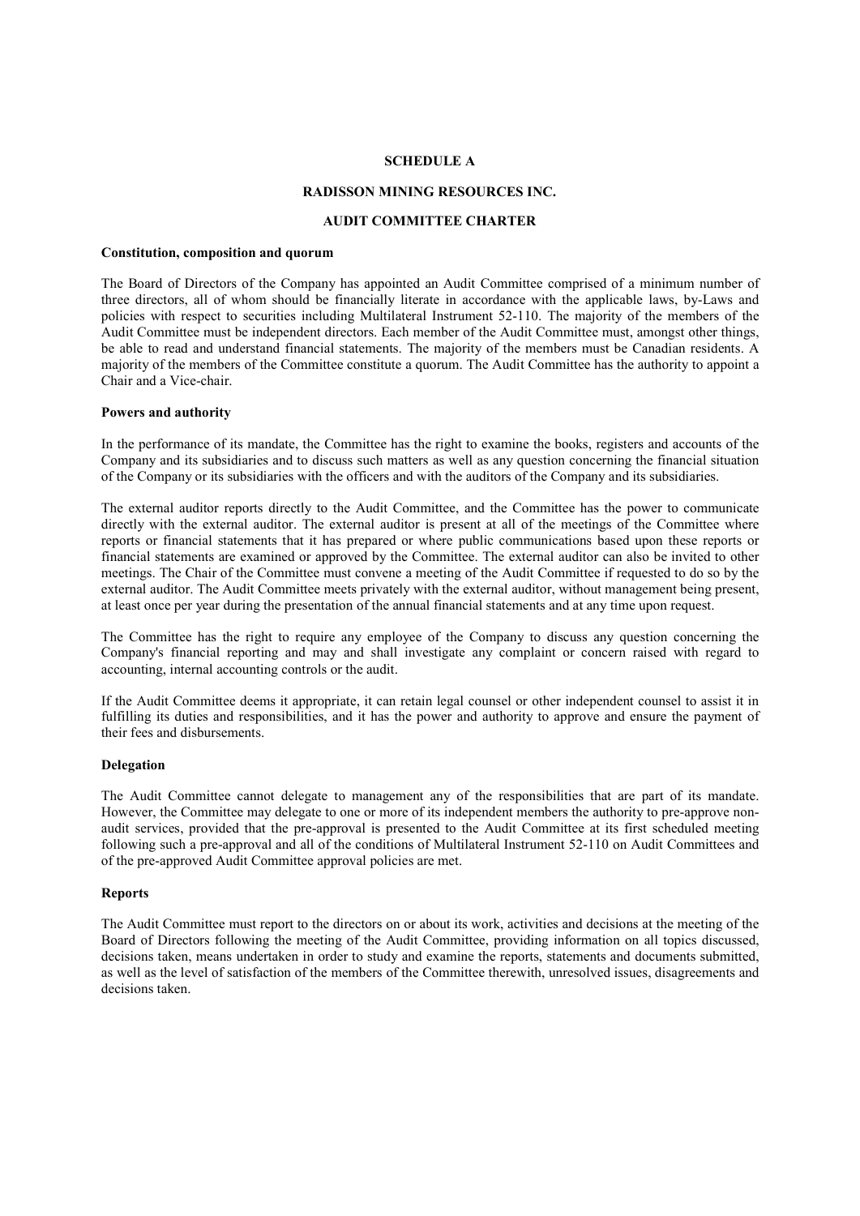# SCHEDULE A

## RADISSON MINING RESOURCES INC.

## AUDIT COMMITTEE CHARTER

### Constitution, composition and quorum

The Board of Directors of the Company has appointed an Audit Committee comprised of a minimum number of three directors, all of whom should be financially literate in accordance with the applicable laws, by-Laws and policies with respect to securities including Multilateral Instrument 52-110. The majority of the members of the Audit Committee must be independent directors. Each member of the Audit Committee must, amongst other things, be able to read and understand financial statements. The majority of the members must be Canadian residents. A majority of the members of the Committee constitute a quorum. The Audit Committee has the authority to appoint a Chair and a Vice-chair.

### Powers and authority

In the performance of its mandate, the Committee has the right to examine the books, registers and accounts of the Company and its subsidiaries and to discuss such matters as well as any question concerning the financial situation of the Company or its subsidiaries with the officers and with the auditors of the Company and its subsidiaries.

The external auditor reports directly to the Audit Committee, and the Committee has the power to communicate directly with the external auditor. The external auditor is present at all of the meetings of the Committee where reports or financial statements that it has prepared or where public communications based upon these reports or financial statements are examined or approved by the Committee. The external auditor can also be invited to other meetings. The Chair of the Committee must convene a meeting of the Audit Committee if requested to do so by the external auditor. The Audit Committee meets privately with the external auditor, without management being present, at least once per year during the presentation of the annual financial statements and at any time upon request.

The Committee has the right to require any employee of the Company to discuss any question concerning the Company's financial reporting and may and shall investigate any complaint or concern raised with regard to accounting, internal accounting controls or the audit.

If the Audit Committee deems it appropriate, it can retain legal counsel or other independent counsel to assist it in fulfilling its duties and responsibilities, and it has the power and authority to approve and ensure the payment of their fees and disbursements.

### Delegation

The Audit Committee cannot delegate to management any of the responsibilities that are part of its mandate. However, the Committee may delegate to one or more of its independent members the authority to pre-approve non-audit services, provided that the pre-approval is presented to the Audit Committee at its first scheduled meeting following such a pre-approval and all of the conditions of Multilateral Instrument 52-110 on Audit Committees and of the pre-approved Audit Committee approval policies are met.

### Reports

The Audit Committee must report to the directors on or about its work, activities and decisions at the meeting of the Board of Directors following the meeting of the Audit Committee, providing information on all topics discussed, decisions taken, means undertaken in order to study and examine the reports, statements and documents submitted, as well as the level of satisfaction of the members of the Committee therewith, unresolved issues, disagreements and decisions taken.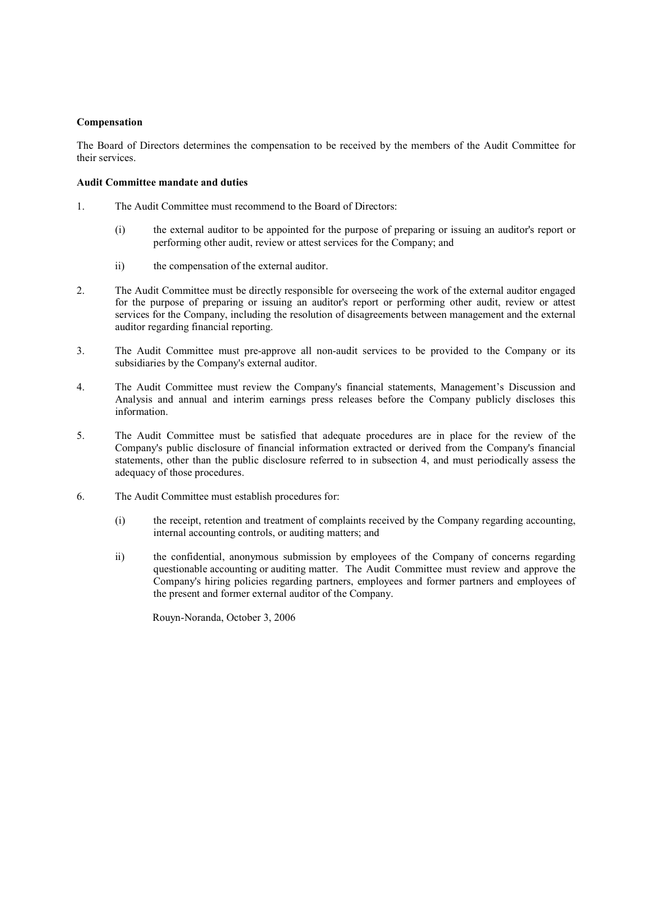**Compensation**

The Board of Directors determines the compensation to be received by the members of the Audit Committee for their services.

**Audit Committee mandate and duties**

1. The Audit Committee must recommend to the Board of Directors:

   (i) the external auditor to be appointed for the purpose of preparing or issuing an auditor's report or performing other audit, review or attest services for the Company; and

   ii) the compensation of the external auditor.

2. The Audit Committee must be directly responsible for overseeing the work of the external auditor engaged for the purpose of preparing or issuing an auditor's report or performing other audit, review or attest services for the Company, including the resolution of disagreements between management and the external auditor regarding financial reporting.

3. The Audit Committee must pre-approve all non-audit services to be provided to the Company or its subsidiaries by the Company's external auditor.

4. The Audit Committee must review the Company's financial statements, Management's Discussion and Analysis and annual and interim earnings press releases before the Company publicly discloses this information.

5. The Audit Committee must be satisfied that adequate procedures are in place for the review of the Company's public disclosure of financial information extracted or derived from the Company's financial statements, other than the public disclosure referred to in subsection 4, and must periodically assess the adequacy of those procedures.

6. The Audit Committee must establish procedures for:

   (i) the receipt, retention and treatment of complaints received by the Company regarding accounting, internal accounting controls, or auditing matters; and

   ii) the confidential, anonymous submission by employees of the Company of concerns regarding questionable accounting or auditing matter. The Audit Committee must review and approve the Company's hiring policies regarding partners, employees and former partners and employees of the present and former external auditor of the Company.

Rouyn-Noranda, October 3, 2006